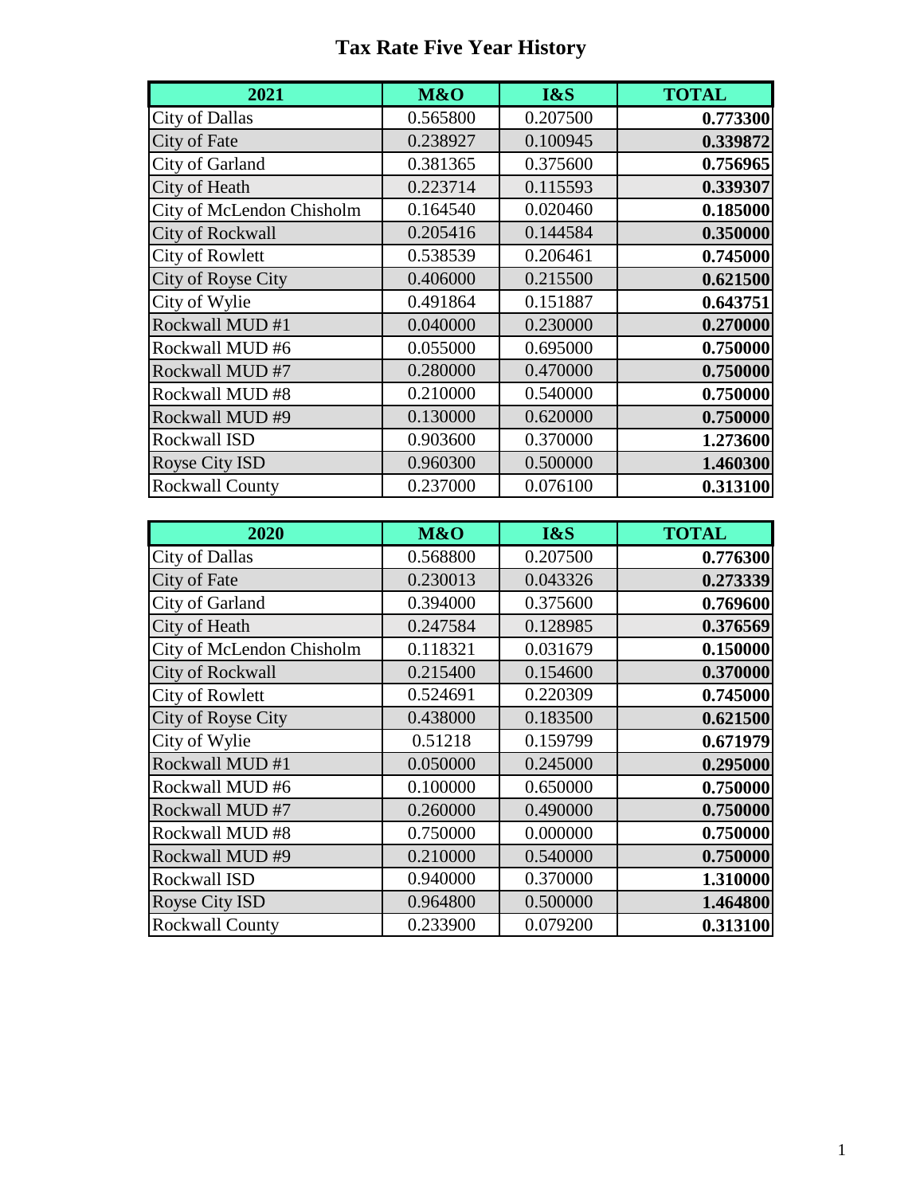# Tax Rate Five Year History

| 2021 | M&O | I&S | TOTAL |
|---|---|---|---|
| City of Dallas | 0.565800 | 0.207500 | **0.773300** |
| City of Fate | 0.238927 | 0.100945 | **0.339872** |
| City of Garland | 0.381365 | 0.375600 | **0.756965** |
| City of Heath | 0.223714 | 0.115593 | **0.339307** |
| City of McLendon Chisholm | 0.164540 | 0.020460 | **0.185000** |
| City of Rockwall | 0.205416 | 0.144584 | **0.350000** |
| City of Rowlett | 0.538539 | 0.206461 | **0.745000** |
| City of Royse City | 0.406000 | 0.215500 | **0.621500** |
| City of Wylie | 0.491864 | 0.151887 | **0.643751** |
| Rockwall MUD #1 | 0.040000 | 0.230000 | **0.270000** |
| Rockwall MUD #6 | 0.055000 | 0.695000 | **0.750000** |
| Rockwall MUD #7 | 0.280000 | 0.470000 | **0.750000** |
| Rockwall MUD #8 | 0.210000 | 0.540000 | **0.750000** |
| Rockwall MUD #9 | 0.130000 | 0.620000 | **0.750000** |
| Rockwall ISD | 0.903600 | 0.370000 | **1.273600** |
| Royse City ISD | 0.960300 | 0.500000 | **1.460300** |
| Rockwall County | 0.237000 | 0.076100 | **0.313100** |

| 2020 | M&O | I&S | TOTAL |
|---|---|---|---|
| City of Dallas | 0.568800 | 0.207500 | **0.776300** |
| City of Fate | 0.230013 | 0.043326 | **0.273339** |
| City of Garland | 0.394000 | 0.375600 | **0.769600** |
| City of Heath | 0.247584 | 0.128985 | **0.376569** |
| City of McLendon Chisholm | 0.118321 | 0.031679 | **0.150000** |
| City of Rockwall | 0.215400 | 0.154600 | **0.370000** |
| City of Rowlett | 0.524691 | 0.220309 | **0.745000** |
| City of Royse City | 0.438000 | 0.183500 | **0.621500** |
| City of Wylie | 0.51218 | 0.159799 | **0.671979** |
| Rockwall MUD #1 | 0.050000 | 0.245000 | **0.295000** |
| Rockwall MUD #6 | 0.100000 | 0.650000 | **0.750000** |
| Rockwall MUD #7 | 0.260000 | 0.490000 | **0.750000** |
| Rockwall MUD #8 | 0.750000 | 0.000000 | **0.750000** |
| Rockwall MUD #9 | 0.210000 | 0.540000 | **0.750000** |
| Rockwall ISD | 0.940000 | 0.370000 | **1.310000** |
| Royse City ISD | 0.964800 | 0.500000 | **1.464800** |
| Rockwall County | 0.233900 | 0.079200 | **0.313100** |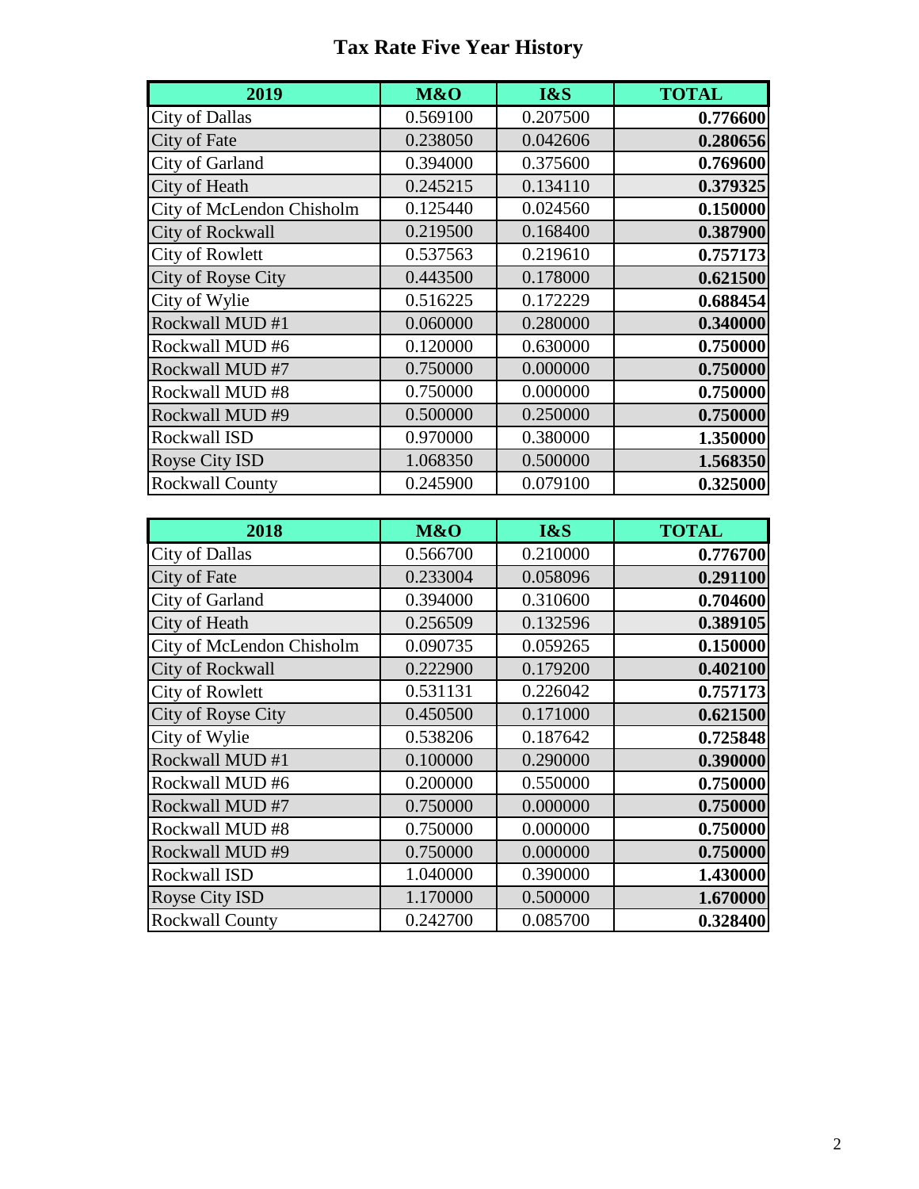# Tax Rate Five Year History

| 2019 | M&O | I&S | TOTAL |
|---|---|---|---|
| City of Dallas | 0.569100 | 0.207500 | **0.776600** |
| City of Fate | 0.238050 | 0.042606 | **0.280656** |
| City of Garland | 0.394000 | 0.375600 | **0.769600** |
| City of Heath | 0.245215 | 0.134110 | **0.379325** |
| City of McLendon Chisholm | 0.125440 | 0.024560 | **0.150000** |
| City of Rockwall | 0.219500 | 0.168400 | **0.387900** |
| City of Rowlett | 0.537563 | 0.219610 | **0.757173** |
| City of Royse City | 0.443500 | 0.178000 | **0.621500** |
| City of Wylie | 0.516225 | 0.172229 | **0.688454** |
| Rockwall MUD #1 | 0.060000 | 0.280000 | **0.340000** |
| Rockwall MUD #6 | 0.120000 | 0.630000 | **0.750000** |
| Rockwall MUD #7 | 0.750000 | 0.000000 | **0.750000** |
| Rockwall MUD #8 | 0.750000 | 0.000000 | **0.750000** |
| Rockwall MUD #9 | 0.500000 | 0.250000 | **0.750000** |
| Rockwall ISD | 0.970000 | 0.380000 | **1.350000** |
| Royse City ISD | 1.068350 | 0.500000 | **1.568350** |
| Rockwall County | 0.245900 | 0.079100 | **0.325000** |

| 2018 | M&O | I&S | TOTAL |
|---|---|---|---|
| City of Dallas | 0.566700 | 0.210000 | **0.776700** |
| City of Fate | 0.233004 | 0.058096 | **0.291100** |
| City of Garland | 0.394000 | 0.310600 | **0.704600** |
| City of Heath | 0.256509 | 0.132596 | **0.389105** |
| City of McLendon Chisholm | 0.090735 | 0.059265 | **0.150000** |
| City of Rockwall | 0.222900 | 0.179200 | **0.402100** |
| City of Rowlett | 0.531131 | 0.226042 | **0.757173** |
| City of Royse City | 0.450500 | 0.171000 | **0.621500** |
| City of Wylie | 0.538206 | 0.187642 | **0.725848** |
| Rockwall MUD #1 | 0.100000 | 0.290000 | **0.390000** |
| Rockwall MUD #6 | 0.200000 | 0.550000 | **0.750000** |
| Rockwall MUD #7 | 0.750000 | 0.000000 | **0.750000** |
| Rockwall MUD #8 | 0.750000 | 0.000000 | **0.750000** |
| Rockwall MUD #9 | 0.750000 | 0.000000 | **0.750000** |
| Rockwall ISD | 1.040000 | 0.390000 | **1.430000** |
| Royse City ISD | 1.170000 | 0.500000 | **1.670000** |
| Rockwall County | 0.242700 | 0.085700 | **0.328400** |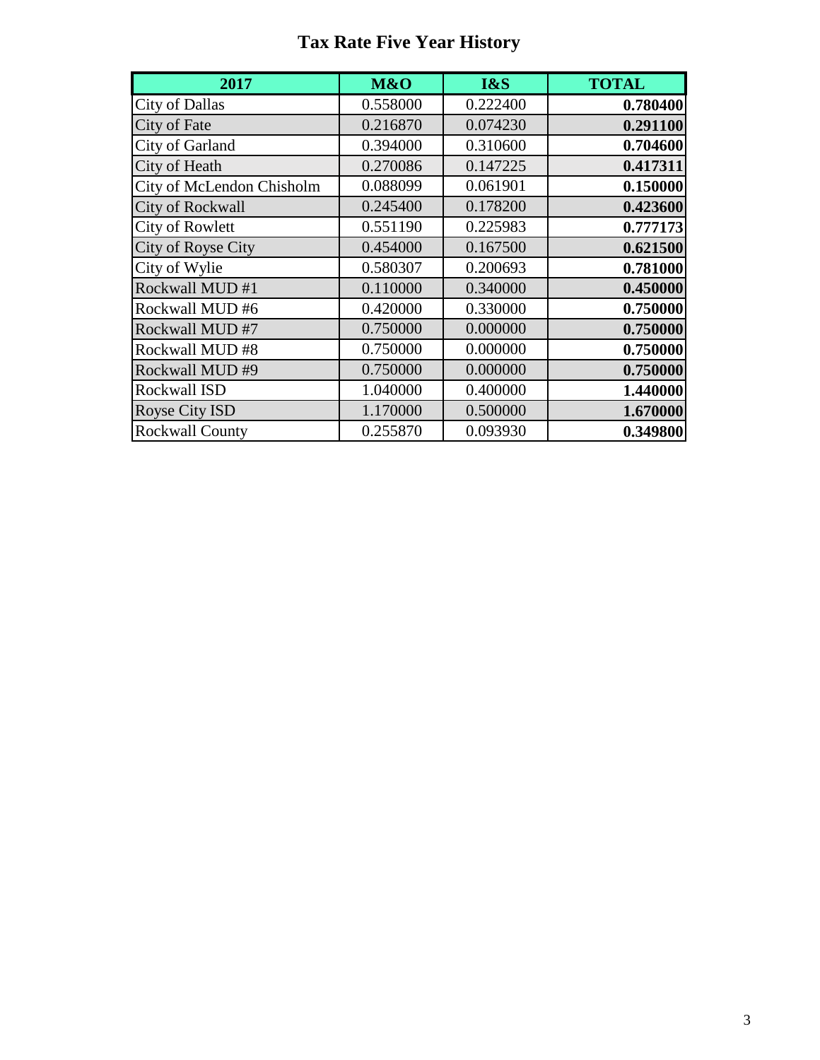# Tax Rate Five Year History

| 2017 | M&O | I&S | TOTAL |
|---|---|---|---|
| City of Dallas | 0.558000 | 0.222400 | **0.780400** |
| City of Fate | 0.216870 | 0.074230 | **0.291100** |
| City of Garland | 0.394000 | 0.310600 | **0.704600** |
| City of Heath | 0.270086 | 0.147225 | **0.417311** |
| City of McLendon Chisholm | 0.088099 | 0.061901 | **0.150000** |
| City of Rockwall | 0.245400 | 0.178200 | **0.423600** |
| City of Rowlett | 0.551190 | 0.225983 | **0.777173** |
| City of Royse City | 0.454000 | 0.167500 | **0.621500** |
| City of Wylie | 0.580307 | 0.200693 | **0.781000** |
| Rockwall MUD #1 | 0.110000 | 0.340000 | **0.450000** |
| Rockwall MUD #6 | 0.420000 | 0.330000 | **0.750000** |
| Rockwall MUD #7 | 0.750000 | 0.000000 | **0.750000** |
| Rockwall MUD #8 | 0.750000 | 0.000000 | **0.750000** |
| Rockwall MUD #9 | 0.750000 | 0.000000 | **0.750000** |
| Rockwall ISD | 1.040000 | 0.400000 | **1.440000** |
| Royse City ISD | 1.170000 | 0.500000 | **1.670000** |
| Rockwall County | 0.255870 | 0.093930 | **0.349800** |